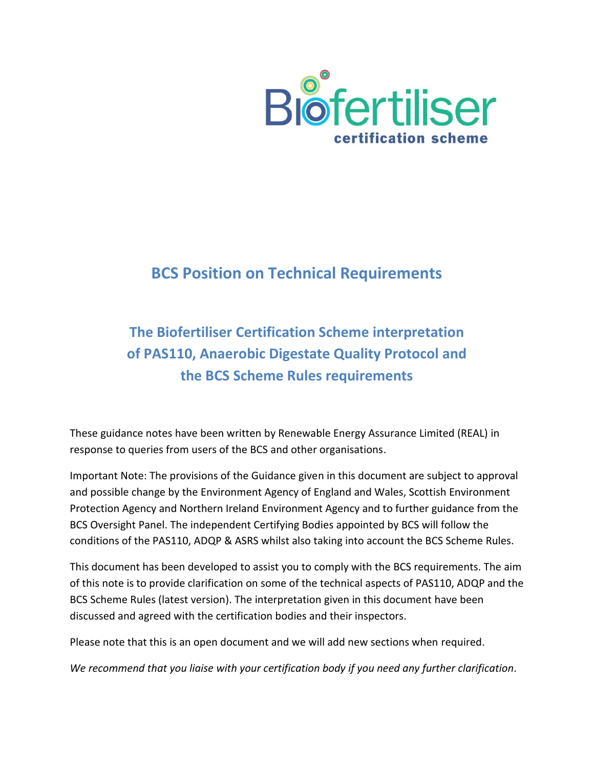Biofertiliser certification scheme

# BCS Position on Technical Requirements

## The Biofertiliser Certification Scheme interpretation of PAS110, Anaerobic Digestate Quality Protocol and the BCS Scheme Rules requirements

These guidance notes have been written by Renewable Energy Assurance Limited (REAL) in response to queries from users of the BCS and other organisations.

Important Note: The provisions of the Guidance given in this document are subject to approval and possible change by the Environment Agency of England and Wales, Scottish Environment Protection Agency and Northern Ireland Environment Agency and to further guidance from the BCS Oversight Panel. The independent Certifying Bodies appointed by BCS will follow the conditions of the PAS110, ADQP & ASRS whilst also taking into account the BCS Scheme Rules.

This document has been developed to assist you to comply with the BCS requirements. The aim of this note is to provide clarification on some of the technical aspects of PAS110, ADQP and the BCS Scheme Rules (latest version). The interpretation given in this document have been discussed and agreed with the certification bodies and their inspectors.

Please note that this is an open document and we will add new sections when required.

*We recommend that you liaise with your certification body if you need any further clarification.*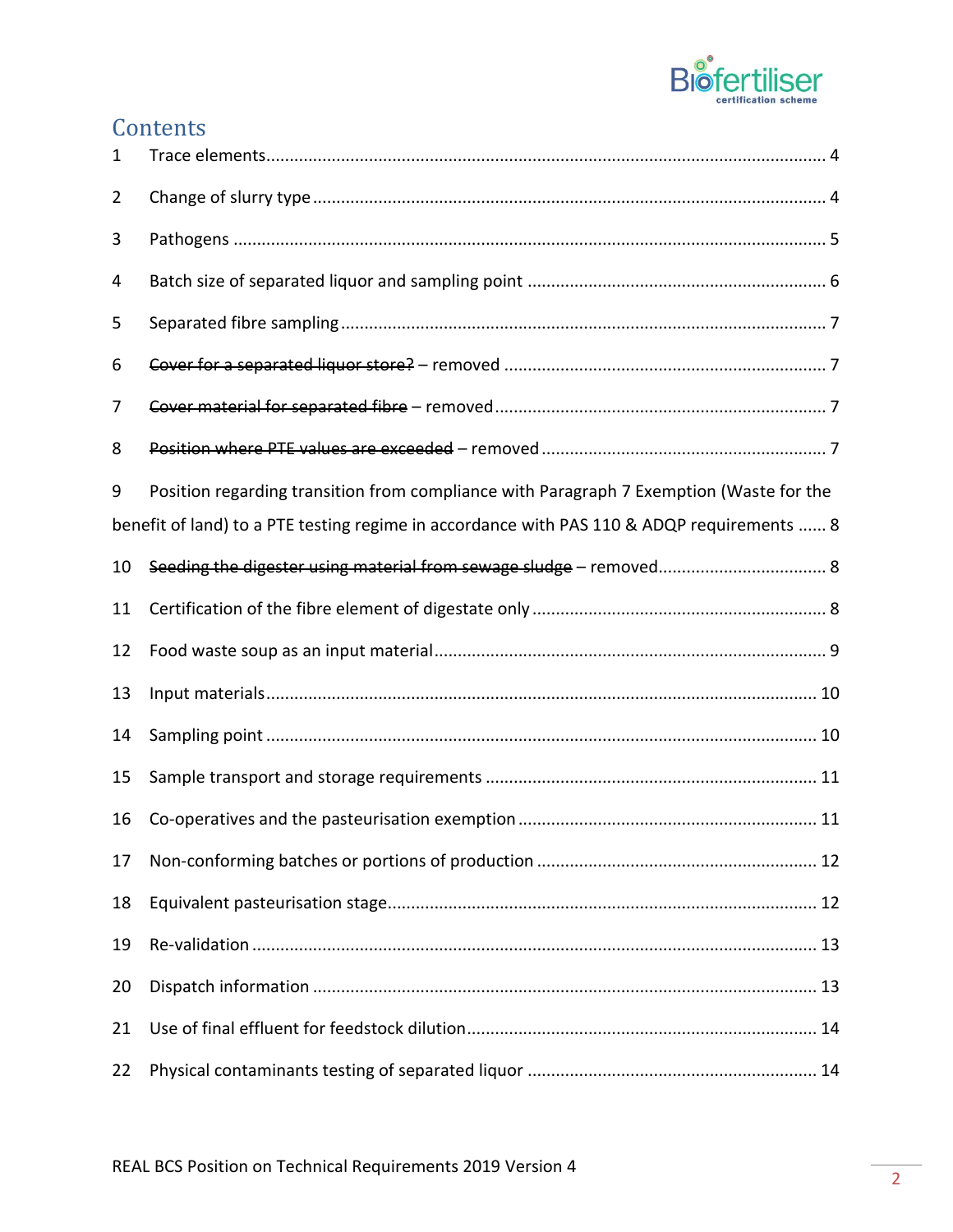# Contents

1 Trace elements ...... 4

2 Change of slurry type ...... 4

3 Pathogens ...... 5

4 Batch size of separated liquor and sampling point ...... 6

5 Separated fibre sampling ...... 7

6 ~~Cover for a separated liquor store?~~ – removed ...... 7

7 ~~Cover material for separated fibre~~ – removed ...... 7

8 ~~Position where PTE values are exceeded~~ – removed ...... 7

9 Position regarding transition from compliance with Paragraph 7 Exemption (Waste for the benefit of land) to a PTE testing regime in accordance with PAS 110 & ADQP requirements ...... 8

10 ~~Seeding the digester using material from sewage sludge~~ – removed ...... 8

11 Certification of the fibre element of digestate only ...... 8

12 Food waste soup as an input material ...... 9

13 Input materials ...... 10

14 Sampling point ...... 10

15 Sample transport and storage requirements ...... 11

16 Co-operatives and the pasteurisation exemption ...... 11

17 Non-conforming batches or portions of production ...... 12

18 Equivalent pasteurisation stage ...... 12

19 Re-validation ...... 13

20 Dispatch information ...... 13

21 Use of final effluent for feedstock dilution ...... 14

22 Physical contaminants testing of separated liquor ...... 14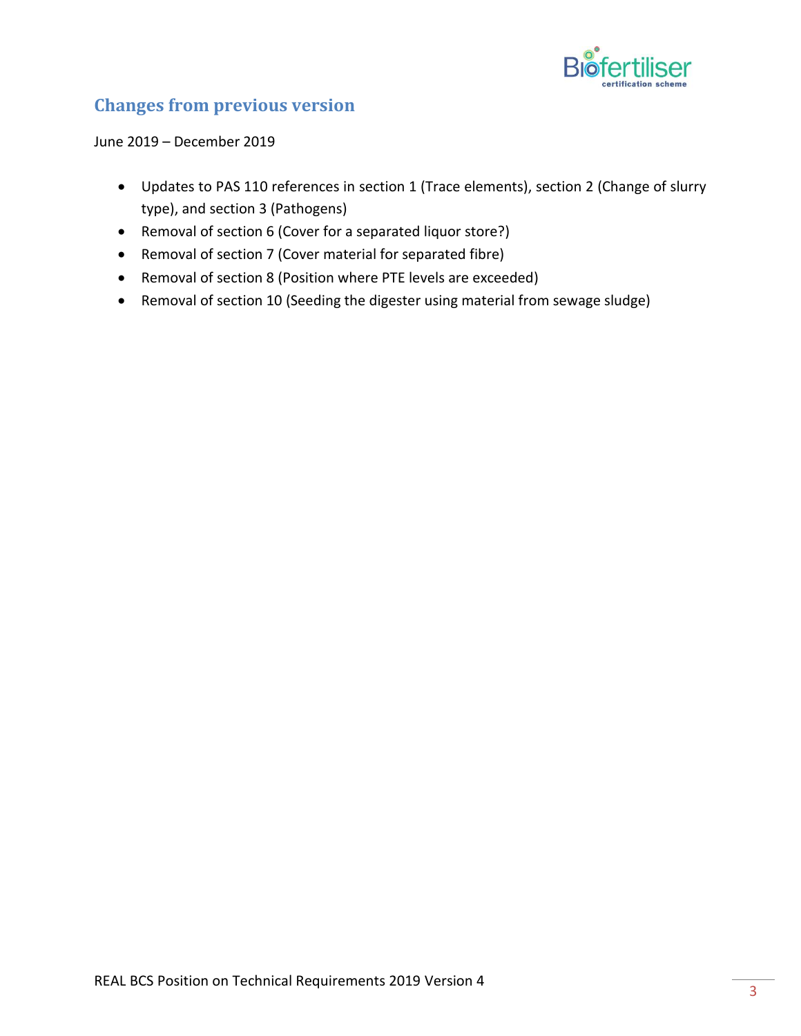## Changes from previous version

June 2019 – December 2019

- Updates to PAS 110 references in section 1 (Trace elements), section 2 (Change of slurry type), and section 3 (Pathogens)
- Removal of section 6 (Cover for a separated liquor store?)
- Removal of section 7 (Cover material for separated fibre)
- Removal of section 8 (Position where PTE levels are exceeded)
- Removal of section 10 (Seeding the digester using material from sewage sludge)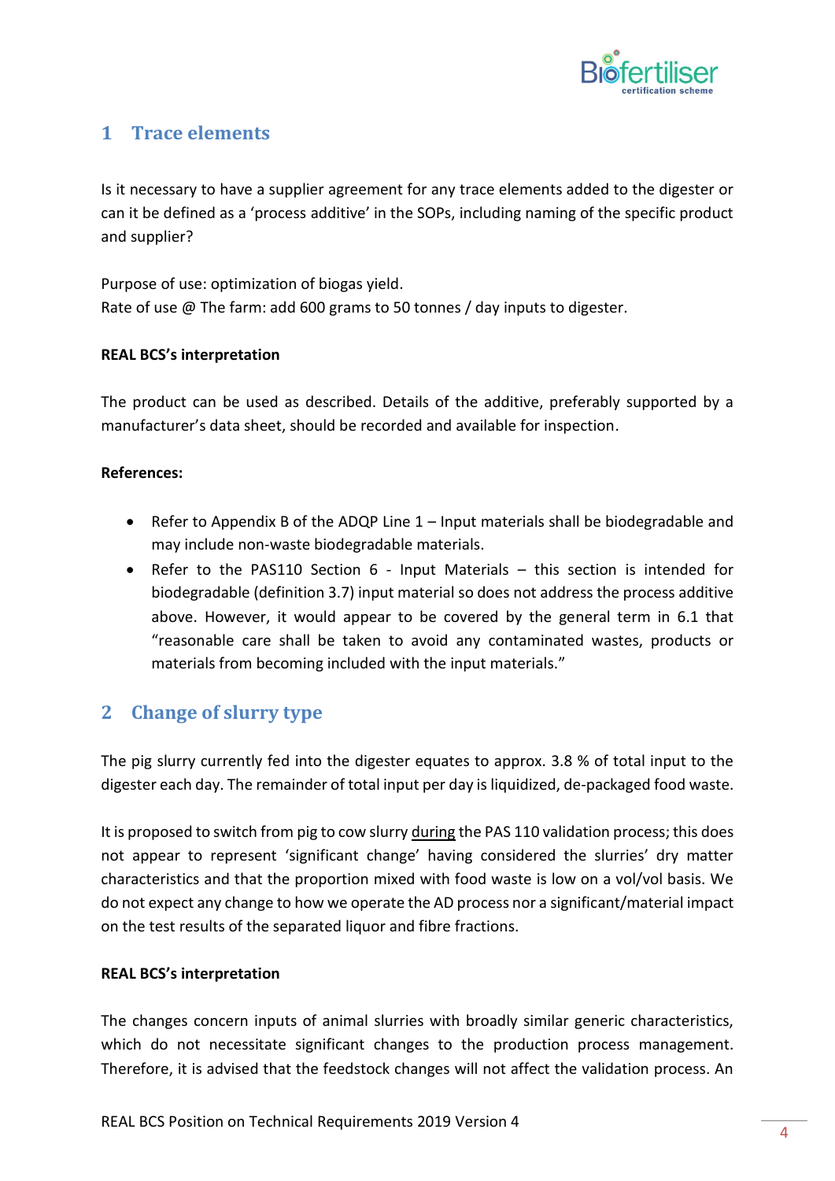# 1 Trace elements

Is it necessary to have a supplier agreement for any trace elements added to the digester or can it be defined as a 'process additive' in the SOPs, including naming of the specific product and supplier?

Purpose of use: optimization of biogas yield.
Rate of use @ The farm: add 600 grams to 50 tonnes / day inputs to digester.

**REAL BCS's interpretation**

The product can be used as described. Details of the additive, preferably supported by a manufacturer's data sheet, should be recorded and available for inspection.

**References:**

- Refer to Appendix B of the ADQP Line 1 – Input materials shall be biodegradable and may include non-waste biodegradable materials.
- Refer to the PAS110 Section 6 - Input Materials – this section is intended for biodegradable (definition 3.7) input material so does not address the process additive above. However, it would appear to be covered by the general term in 6.1 that "reasonable care shall be taken to avoid any contaminated wastes, products or materials from becoming included with the input materials."

# 2 Change of slurry type

The pig slurry currently fed into the digester equates to approx. 3.8 % of total input to the digester each day. The remainder of total input per day is liquidized, de-packaged food waste.

It is proposed to switch from pig to cow slurry <u>during</u> the PAS 110 validation process; this does not appear to represent 'significant change' having considered the slurries' dry matter characteristics and that the proportion mixed with food waste is low on a vol/vol basis. We do not expect any change to how we operate the AD process nor a significant/material impact on the test results of the separated liquor and fibre fractions.

**REAL BCS's interpretation**

The changes concern inputs of animal slurries with broadly similar generic characteristics, which do not necessitate significant changes to the production process management. Therefore, it is advised that the feedstock changes will not affect the validation process. An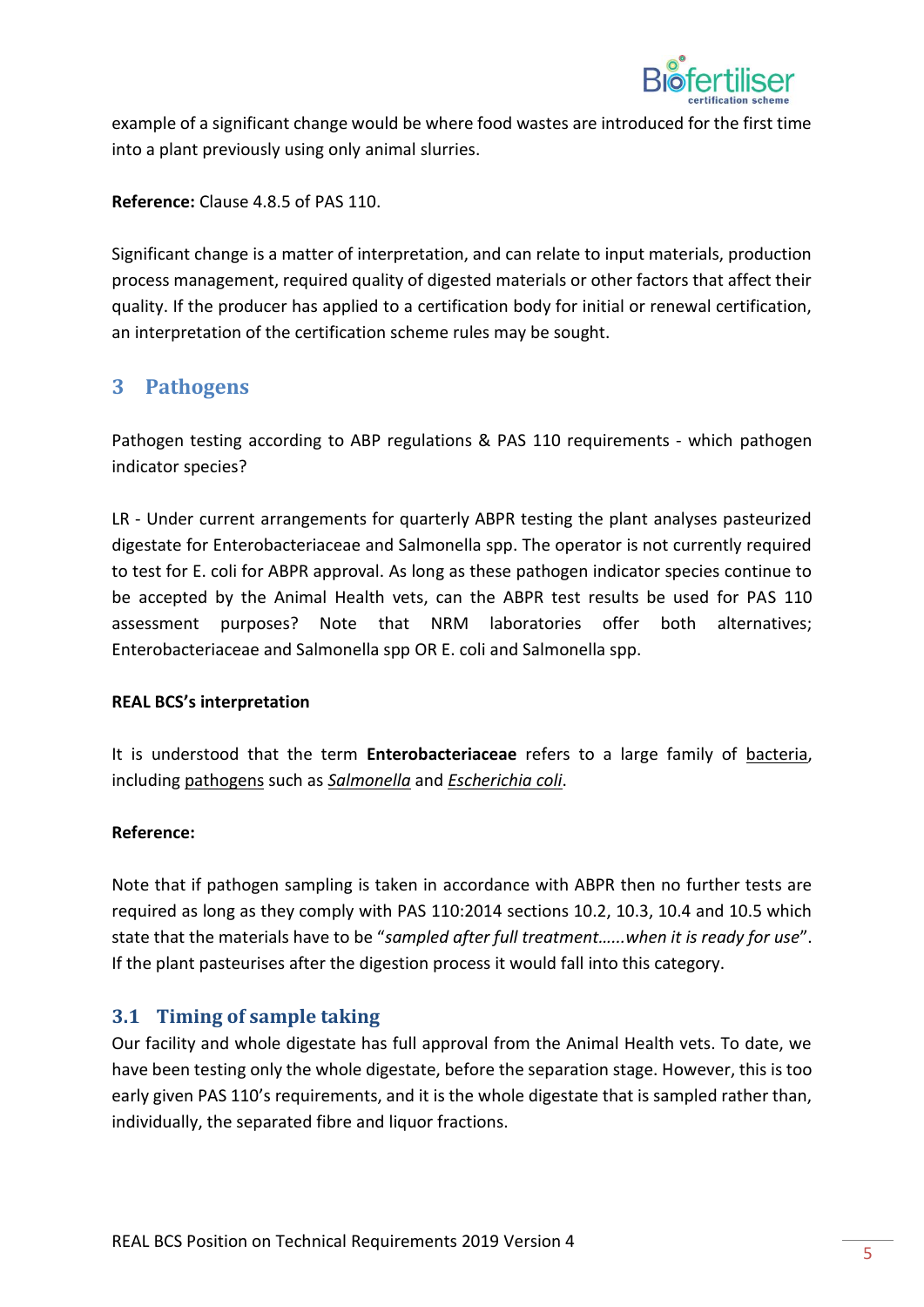example of a significant change would be where food wastes are introduced for the first time into a plant previously using only animal slurries.

**Reference:** Clause 4.8.5 of PAS 110.

Significant change is a matter of interpretation, and can relate to input materials, production process management, required quality of digested materials or other factors that affect their quality. If the producer has applied to a certification body for initial or renewal certification, an interpretation of the certification scheme rules may be sought.

## 3 Pathogens

Pathogen testing according to ABP regulations & PAS 110 requirements - which pathogen indicator species?

LR - Under current arrangements for quarterly ABPR testing the plant analyses pasteurized digestate for Enterobacteriaceae and Salmonella spp. The operator is not currently required to test for E. coli for ABPR approval. As long as these pathogen indicator species continue to be accepted by the Animal Health vets, can the ABPR test results be used for PAS 110 assessment purposes? Note that NRM laboratories offer both alternatives; Enterobacteriaceae and Salmonella spp OR E. coli and Salmonella spp.

**REAL BCS's interpretation**

It is understood that the term **Enterobacteriaceae** refers to a large family of bacteria, including pathogens such as *Salmonella* and *Escherichia coli*.

**Reference:**

Note that if pathogen sampling is taken in accordance with ABPR then no further tests are required as long as they comply with PAS 110:2014 sections 10.2, 10.3, 10.4 and 10.5 which state that the materials have to be "*sampled after full treatment……when it is ready for use*". If the plant pasteurises after the digestion process it would fall into this category.

### 3.1 Timing of sample taking

Our facility and whole digestate has full approval from the Animal Health vets. To date, we have been testing only the whole digestate, before the separation stage. However, this is too early given PAS 110's requirements, and it is the whole digestate that is sampled rather than, individually, the separated fibre and liquor fractions.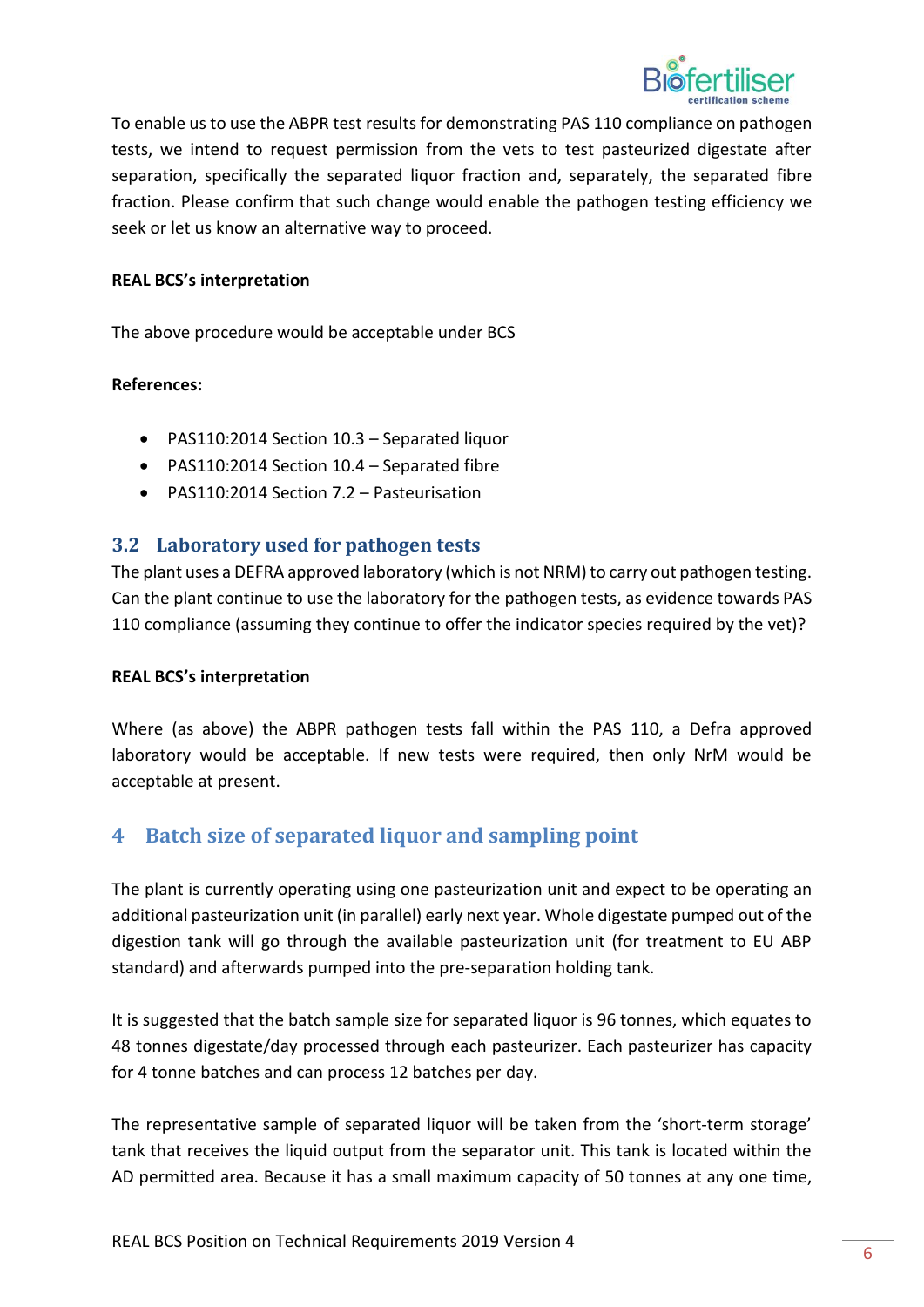To enable us to use the ABPR test results for demonstrating PAS 110 compliance on pathogen tests, we intend to request permission from the vets to test pasteurized digestate after separation, specifically the separated liquor fraction and, separately, the separated fibre fraction. Please confirm that such change would enable the pathogen testing efficiency we seek or let us know an alternative way to proceed.

**REAL BCS's interpretation**

The above procedure would be acceptable under BCS

**References:**

- PAS110:2014 Section 10.3 – Separated liquor
- PAS110:2014 Section 10.4 – Separated fibre
- PAS110:2014 Section 7.2 – Pasteurisation

### 3.2 Laboratory used for pathogen tests

The plant uses a DEFRA approved laboratory (which is not NRM) to carry out pathogen testing. Can the plant continue to use the laboratory for the pathogen tests, as evidence towards PAS 110 compliance (assuming they continue to offer the indicator species required by the vet)?

**REAL BCS's interpretation**

Where (as above) the ABPR pathogen tests fall within the PAS 110, a Defra approved laboratory would be acceptable. If new tests were required, then only NrM would be acceptable at present.

## 4 Batch size of separated liquor and sampling point

The plant is currently operating using one pasteurization unit and expect to be operating an additional pasteurization unit (in parallel) early next year. Whole digestate pumped out of the digestion tank will go through the available pasteurization unit (for treatment to EU ABP standard) and afterwards pumped into the pre-separation holding tank.

It is suggested that the batch sample size for separated liquor is 96 tonnes, which equates to 48 tonnes digestate/day processed through each pasteurizer. Each pasteurizer has capacity for 4 tonne batches and can process 12 batches per day.

The representative sample of separated liquor will be taken from the 'short-term storage' tank that receives the liquid output from the separator unit. This tank is located within the AD permitted area. Because it has a small maximum capacity of 50 tonnes at any one time,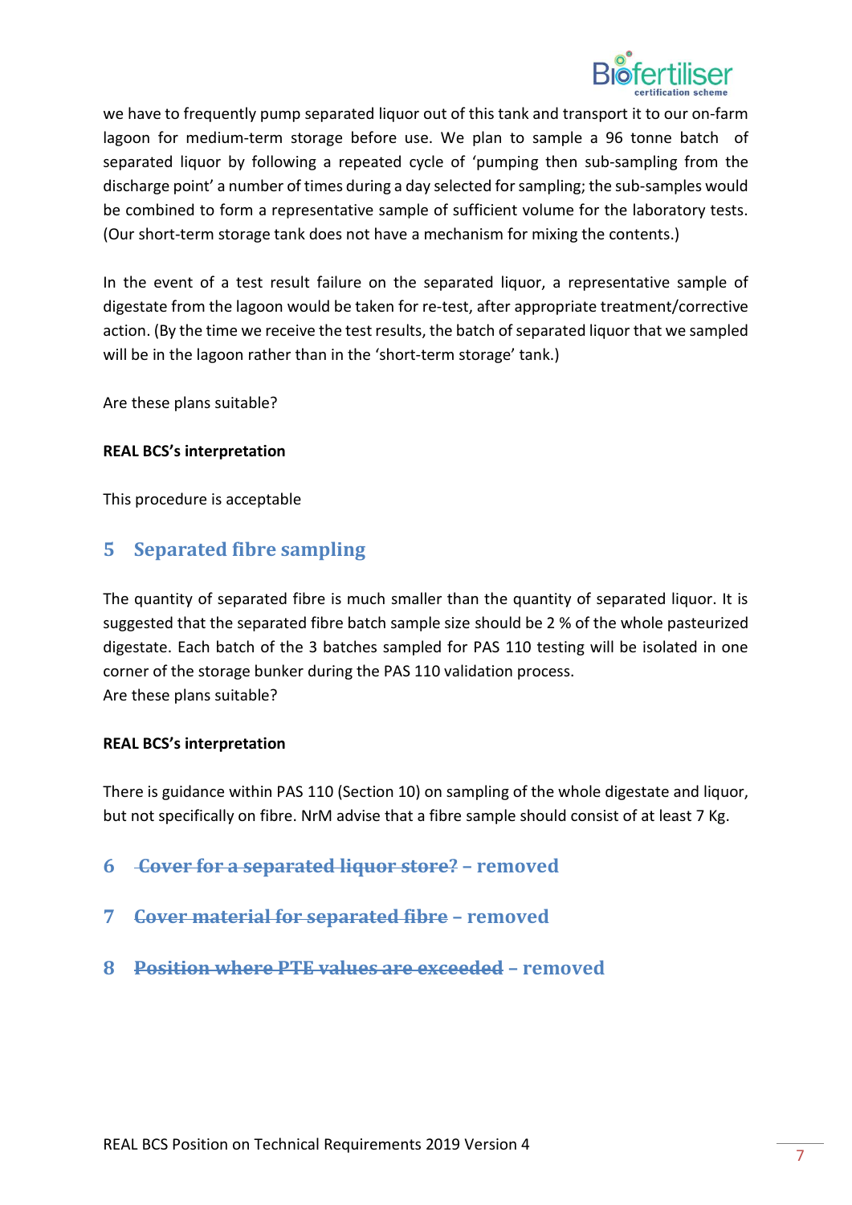we have to frequently pump separated liquor out of this tank and transport it to our on-farm lagoon for medium-term storage before use. We plan to sample a 96 tonne batch of separated liquor by following a repeated cycle of 'pumping then sub-sampling from the discharge point' a number of times during a day selected for sampling; the sub-samples would be combined to form a representative sample of sufficient volume for the laboratory tests. (Our short-term storage tank does not have a mechanism for mixing the contents.)

In the event of a test result failure on the separated liquor, a representative sample of digestate from the lagoon would be taken for re-test, after appropriate treatment/corrective action. (By the time we receive the test results, the batch of separated liquor that we sampled will be in the lagoon rather than in the 'short-term storage' tank.)

Are these plans suitable?

**REAL BCS's interpretation**

This procedure is acceptable

## 5 Separated fibre sampling

The quantity of separated fibre is much smaller than the quantity of separated liquor. It is suggested that the separated fibre batch sample size should be 2 % of the whole pasteurized digestate. Each batch of the 3 batches sampled for PAS 110 testing will be isolated in one corner of the storage bunker during the PAS 110 validation process.
Are these plans suitable?

**REAL BCS's interpretation**

There is guidance within PAS 110 (Section 10) on sampling of the whole digestate and liquor, but not specifically on fibre. NrM advise that a fibre sample should consist of at least 7 Kg.

## 6 ~~Cover for a separated liquor store?~~ – removed

## 7 ~~Cover material for separated fibre~~ – removed

## 8 ~~Position where PTE values are exceeded~~ – removed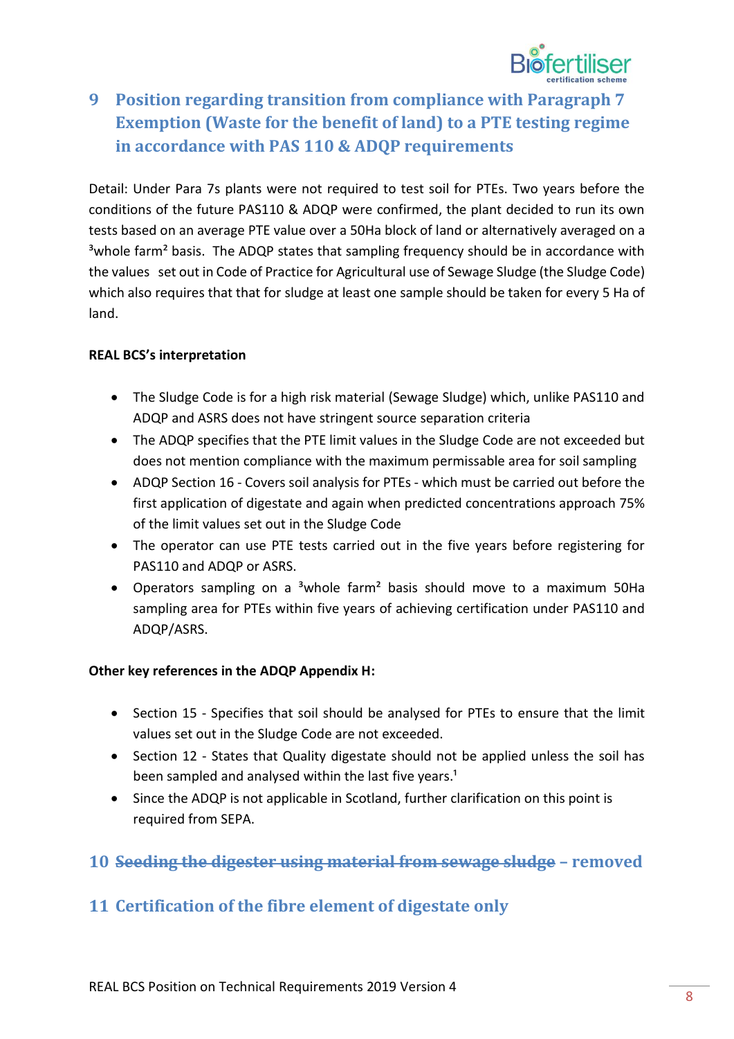## 9 Position regarding transition from compliance with Paragraph 7 Exemption (Waste for the benefit of land) to a PTE testing regime in accordance with PAS 110 & ADQP requirements

Detail: Under Para 7s plants were not required to test soil for PTEs. Two years before the conditions of the future PAS110 & ADQP were confirmed, the plant decided to run its own tests based on an average PTE value over a 50Ha block of land or alternatively averaged on a ³whole farm² basis. The ADQP states that sampling frequency should be in accordance with the values set out in Code of Practice for Agricultural use of Sewage Sludge (the Sludge Code) which also requires that that for sludge at least one sample should be taken for every 5 Ha of land.

**REAL BCS's interpretation**

- The Sludge Code is for a high risk material (Sewage Sludge) which, unlike PAS110 and ADQP and ASRS does not have stringent source separation criteria
- The ADQP specifies that the PTE limit values in the Sludge Code are not exceeded but does not mention compliance with the maximum permissable area for soil sampling
- ADQP Section 16 - Covers soil analysis for PTEs - which must be carried out before the first application of digestate and again when predicted concentrations approach 75% of the limit values set out in the Sludge Code
- The operator can use PTE tests carried out in the five years before registering for PAS110 and ADQP or ASRS.
- Operators sampling on a ³whole farm² basis should move to a maximum 50Ha sampling area for PTEs within five years of achieving certification under PAS110 and ADQP/ASRS.

**Other key references in the ADQP Appendix H:**

- Section 15 - Specifies that soil should be analysed for PTEs to ensure that the limit values set out in the Sludge Code are not exceeded.
- Section 12 - States that Quality digestate should not be applied unless the soil has been sampled and analysed within the last five years.[1]
- Since the ADQP is not applicable in Scotland, further clarification on this point is required from SEPA.

## 10 ~~Seeding the digester using material from sewage sludge~~ – removed

## 11 Certification of the fibre element of digestate only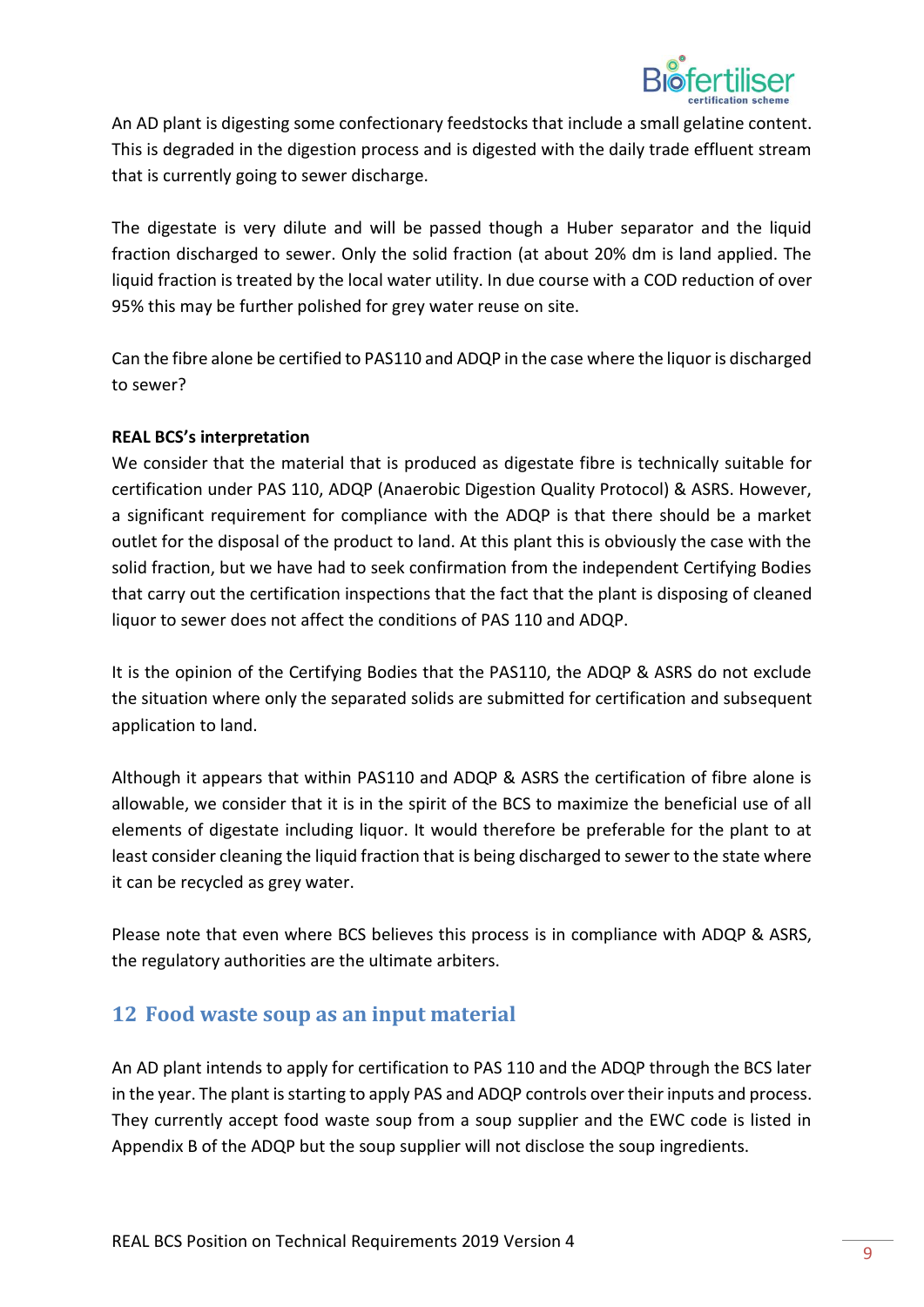An AD plant is digesting some confectionary feedstocks that include a small gelatine content. This is degraded in the digestion process and is digested with the daily trade effluent stream that is currently going to sewer discharge.

The digestate is very dilute and will be passed though a Huber separator and the liquid fraction discharged to sewer. Only the solid fraction (at about 20% dm is land applied. The liquid fraction is treated by the local water utility. In due course with a COD reduction of over 95% this may be further polished for grey water reuse on site.

Can the fibre alone be certified to PAS110 and ADQP in the case where the liquor is discharged to sewer?

**REAL BCS's interpretation**

We consider that the material that is produced as digestate fibre is technically suitable for certification under PAS 110, ADQP (Anaerobic Digestion Quality Protocol) & ASRS. However, a significant requirement for compliance with the ADQP is that there should be a market outlet for the disposal of the product to land. At this plant this is obviously the case with the solid fraction, but we have had to seek confirmation from the independent Certifying Bodies that carry out the certification inspections that the fact that the plant is disposing of cleaned liquor to sewer does not affect the conditions of PAS 110 and ADQP.

It is the opinion of the Certifying Bodies that the PAS110, the ADQP & ASRS do not exclude the situation where only the separated solids are submitted for certification and subsequent application to land.

Although it appears that within PAS110 and ADQP & ASRS the certification of fibre alone is allowable, we consider that it is in the spirit of the BCS to maximize the beneficial use of all elements of digestate including liquor. It would therefore be preferable for the plant to at least consider cleaning the liquid fraction that is being discharged to sewer to the state where it can be recycled as grey water.

Please note that even where BCS believes this process is in compliance with ADQP & ASRS, the regulatory authorities are the ultimate arbiters.

## 12 Food waste soup as an input material

An AD plant intends to apply for certification to PAS 110 and the ADQP through the BCS later in the year. The plant is starting to apply PAS and ADQP controls over their inputs and process. They currently accept food waste soup from a soup supplier and the EWC code is listed in Appendix B of the ADQP but the soup supplier will not disclose the soup ingredients.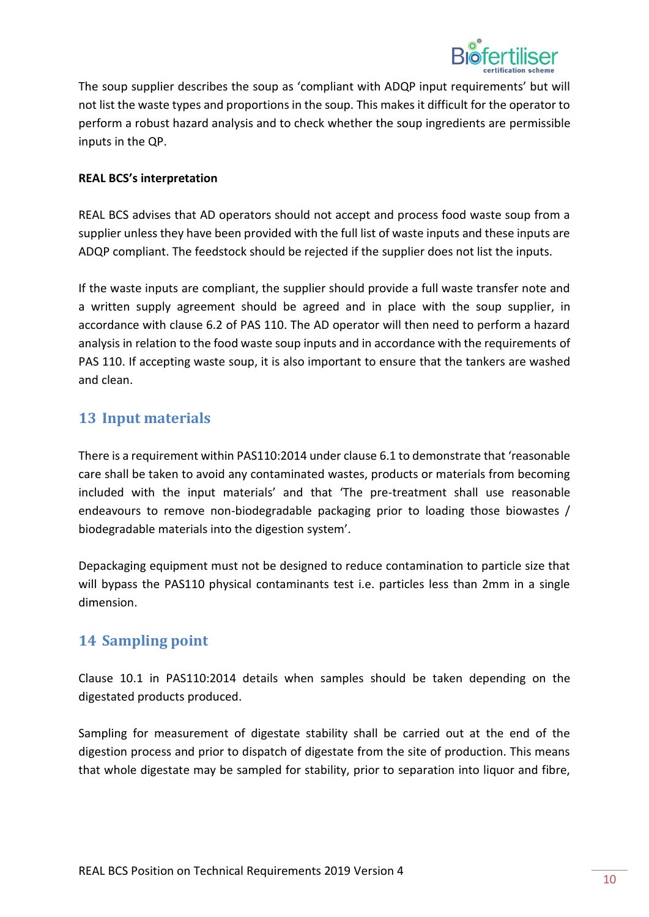The soup supplier describes the soup as 'compliant with ADQP input requirements' but will not list the waste types and proportions in the soup. This makes it difficult for the operator to perform a robust hazard analysis and to check whether the soup ingredients are permissible inputs in the QP.

**REAL BCS's interpretation**

REAL BCS advises that AD operators should not accept and process food waste soup from a supplier unless they have been provided with the full list of waste inputs and these inputs are ADQP compliant. The feedstock should be rejected if the supplier does not list the inputs.

If the waste inputs are compliant, the supplier should provide a full waste transfer note and a written supply agreement should be agreed and in place with the soup supplier, in accordance with clause 6.2 of PAS 110. The AD operator will then need to perform a hazard analysis in relation to the food waste soup inputs and in accordance with the requirements of PAS 110. If accepting waste soup, it is also important to ensure that the tankers are washed and clean.

## 13 Input materials

There is a requirement within PAS110:2014 under clause 6.1 to demonstrate that 'reasonable care shall be taken to avoid any contaminated wastes, products or materials from becoming included with the input materials' and that 'The pre-treatment shall use reasonable endeavours to remove non-biodegradable packaging prior to loading those biowastes / biodegradable materials into the digestion system'.

Depackaging equipment must not be designed to reduce contamination to particle size that will bypass the PAS110 physical contaminants test i.e. particles less than 2mm in a single dimension.

## 14 Sampling point

Clause 10.1 in PAS110:2014 details when samples should be taken depending on the digestated products produced.

Sampling for measurement of digestate stability shall be carried out at the end of the digestion process and prior to dispatch of digestate from the site of production. This means that whole digestate may be sampled for stability, prior to separation into liquor and fibre,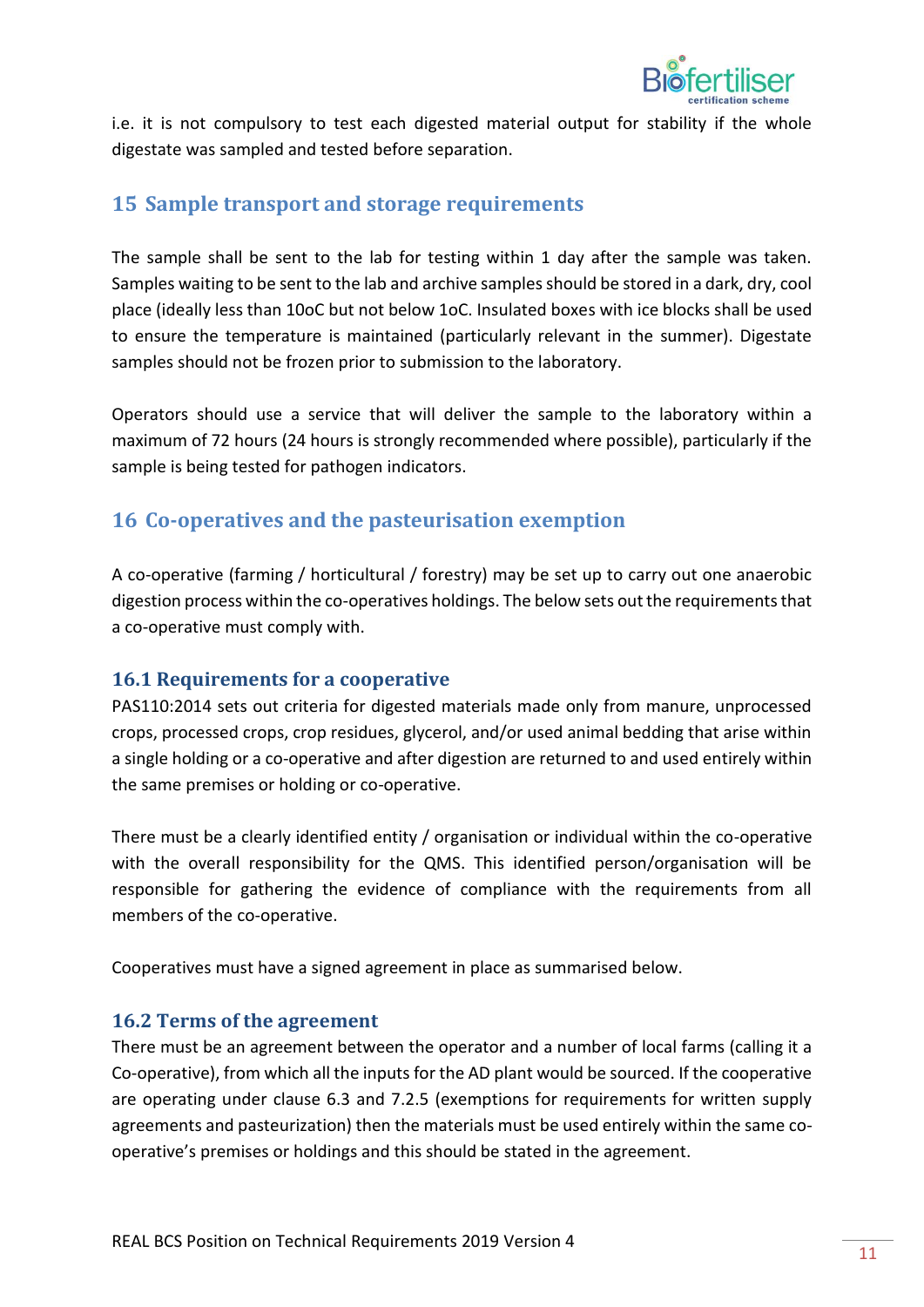i.e. it is not compulsory to test each digested material output for stability if the whole digestate was sampled and tested before separation.

## 15 Sample transport and storage requirements

The sample shall be sent to the lab for testing within 1 day after the sample was taken. Samples waiting to be sent to the lab and archive samples should be stored in a dark, dry, cool place (ideally less than 10oC but not below 1oC. Insulated boxes with ice blocks shall be used to ensure the temperature is maintained (particularly relevant in the summer). Digestate samples should not be frozen prior to submission to the laboratory.

Operators should use a service that will deliver the sample to the laboratory within a maximum of 72 hours (24 hours is strongly recommended where possible), particularly if the sample is being tested for pathogen indicators.

## 16 Co-operatives and the pasteurisation exemption

A co-operative (farming / horticultural / forestry) may be set up to carry out one anaerobic digestion process within the co-operatives holdings. The below sets out the requirements that a co-operative must comply with.

### 16.1 Requirements for a cooperative

PAS110:2014 sets out criteria for digested materials made only from manure, unprocessed crops, processed crops, crop residues, glycerol, and/or used animal bedding that arise within a single holding or a co-operative and after digestion are returned to and used entirely within the same premises or holding or co-operative.

There must be a clearly identified entity / organisation or individual within the co-operative with the overall responsibility for the QMS. This identified person/organisation will be responsible for gathering the evidence of compliance with the requirements from all members of the co-operative.

Cooperatives must have a signed agreement in place as summarised below.

### 16.2 Terms of the agreement

There must be an agreement between the operator and a number of local farms (calling it a Co-operative), from which all the inputs for the AD plant would be sourced. If the cooperative are operating under clause 6.3 and 7.2.5 (exemptions for requirements for written supply agreements and pasteurization) then the materials must be used entirely within the same co-operative's premises or holdings and this should be stated in the agreement.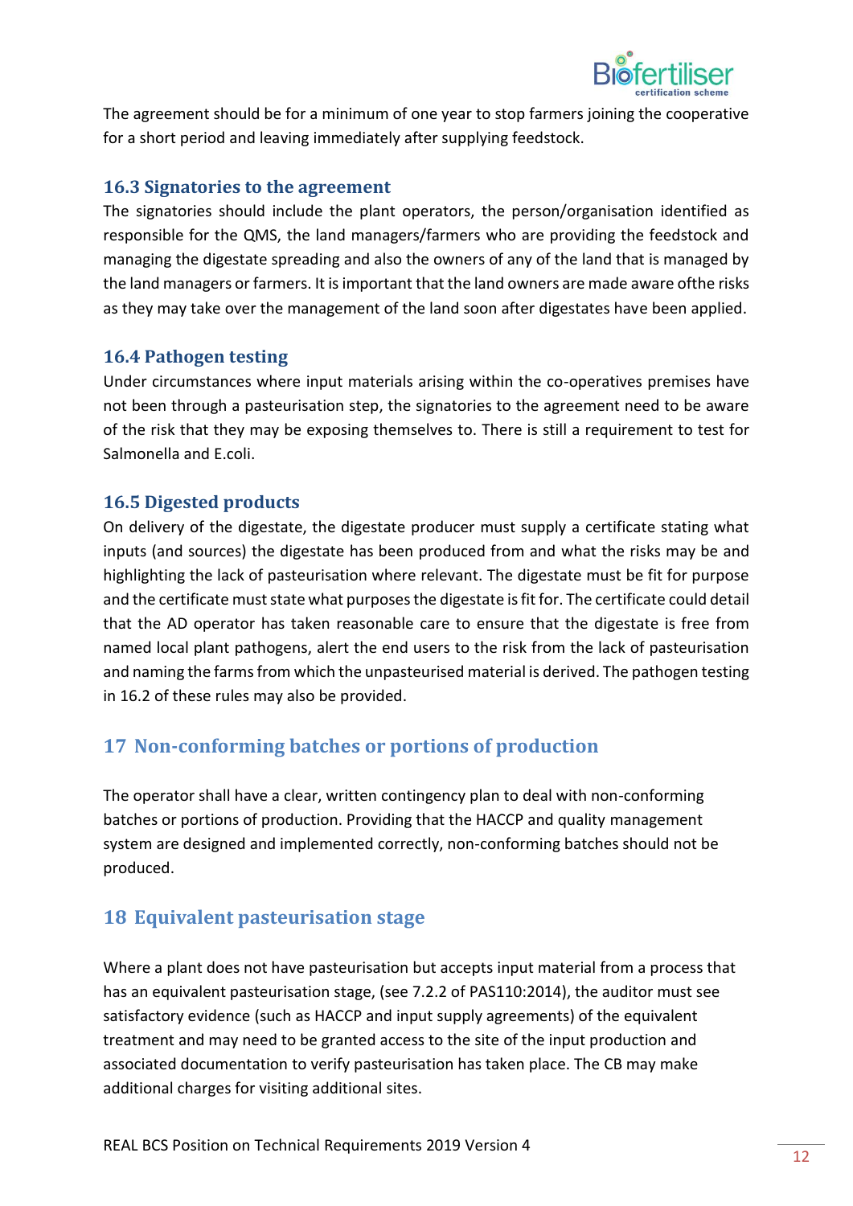The agreement should be for a minimum of one year to stop farmers joining the cooperative for a short period and leaving immediately after supplying feedstock.

### 16.3 Signatories to the agreement

The signatories should include the plant operators, the person/organisation identified as responsible for the QMS, the land managers/farmers who are providing the feedstock and managing the digestate spreading and also the owners of any of the land that is managed by the land managers or farmers. It is important that the land owners are made aware ofthe risks as they may take over the management of the land soon after digestates have been applied.

### 16.4 Pathogen testing

Under circumstances where input materials arising within the co-operatives premises have not been through a pasteurisation step, the signatories to the agreement need to be aware of the risk that they may be exposing themselves to. There is still a requirement to test for Salmonella and E.coli.

### 16.5 Digested products

On delivery of the digestate, the digestate producer must supply a certificate stating what inputs (and sources) the digestate has been produced from and what the risks may be and highlighting the lack of pasteurisation where relevant. The digestate must be fit for purpose and the certificate must state what purposes the digestate is fit for. The certificate could detail that the AD operator has taken reasonable care to ensure that the digestate is free from named local plant pathogens, alert the end users to the risk from the lack of pasteurisation and naming the farms from which the unpasteurised material is derived. The pathogen testing in 16.2 of these rules may also be provided.

## 17 Non-conforming batches or portions of production

The operator shall have a clear, written contingency plan to deal with non-conforming batches or portions of production. Providing that the HACCP and quality management system are designed and implemented correctly, non-conforming batches should not be produced.

## 18 Equivalent pasteurisation stage

Where a plant does not have pasteurisation but accepts input material from a process that has an equivalent pasteurisation stage, (see 7.2.2 of PAS110:2014), the auditor must see satisfactory evidence (such as HACCP and input supply agreements) of the equivalent treatment and may need to be granted access to the site of the input production and associated documentation to verify pasteurisation has taken place. The CB may make additional charges for visiting additional sites.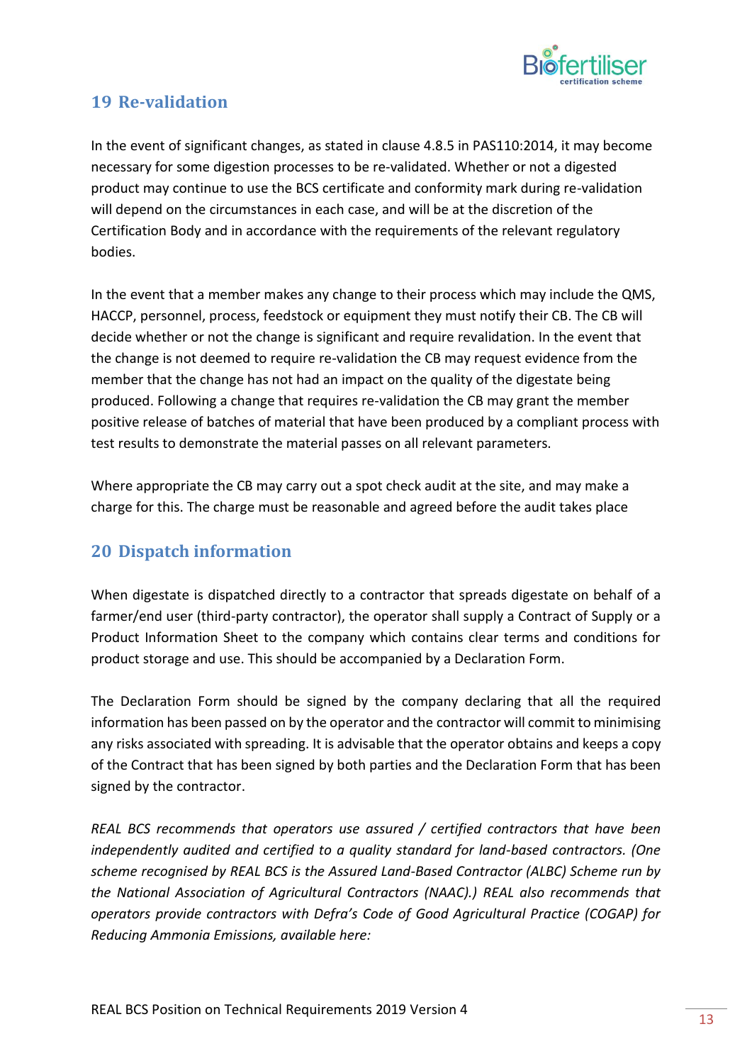## 19 Re-validation

In the event of significant changes, as stated in clause 4.8.5 in PAS110:2014, it may become necessary for some digestion processes to be re-validated. Whether or not a digested product may continue to use the BCS certificate and conformity mark during re-validation will depend on the circumstances in each case, and will be at the discretion of the Certification Body and in accordance with the requirements of the relevant regulatory bodies.

In the event that a member makes any change to their process which may include the QMS, HACCP, personnel, process, feedstock or equipment they must notify their CB. The CB will decide whether or not the change is significant and require revalidation. In the event that the change is not deemed to require re-validation the CB may request evidence from the member that the change has not had an impact on the quality of the digestate being produced. Following a change that requires re-validation the CB may grant the member positive release of batches of material that have been produced by a compliant process with test results to demonstrate the material passes on all relevant parameters.

Where appropriate the CB may carry out a spot check audit at the site, and may make a charge for this. The charge must be reasonable and agreed before the audit takes place

## 20 Dispatch information

When digestate is dispatched directly to a contractor that spreads digestate on behalf of a farmer/end user (third-party contractor), the operator shall supply a Contract of Supply or a Product Information Sheet to the company which contains clear terms and conditions for product storage and use. This should be accompanied by a Declaration Form.

The Declaration Form should be signed by the company declaring that all the required information has been passed on by the operator and the contractor will commit to minimising any risks associated with spreading. It is advisable that the operator obtains and keeps a copy of the Contract that has been signed by both parties and the Declaration Form that has been signed by the contractor.

*REAL BCS recommends that operators use assured / certified contractors that have been independently audited and certified to a quality standard for land-based contractors. (One scheme recognised by REAL BCS is the Assured Land-Based Contractor (ALBC) Scheme run by the National Association of Agricultural Contractors (NAAC).) REAL also recommends that operators provide contractors with Defra's Code of Good Agricultural Practice (COGAP) for Reducing Ammonia Emissions, available here:*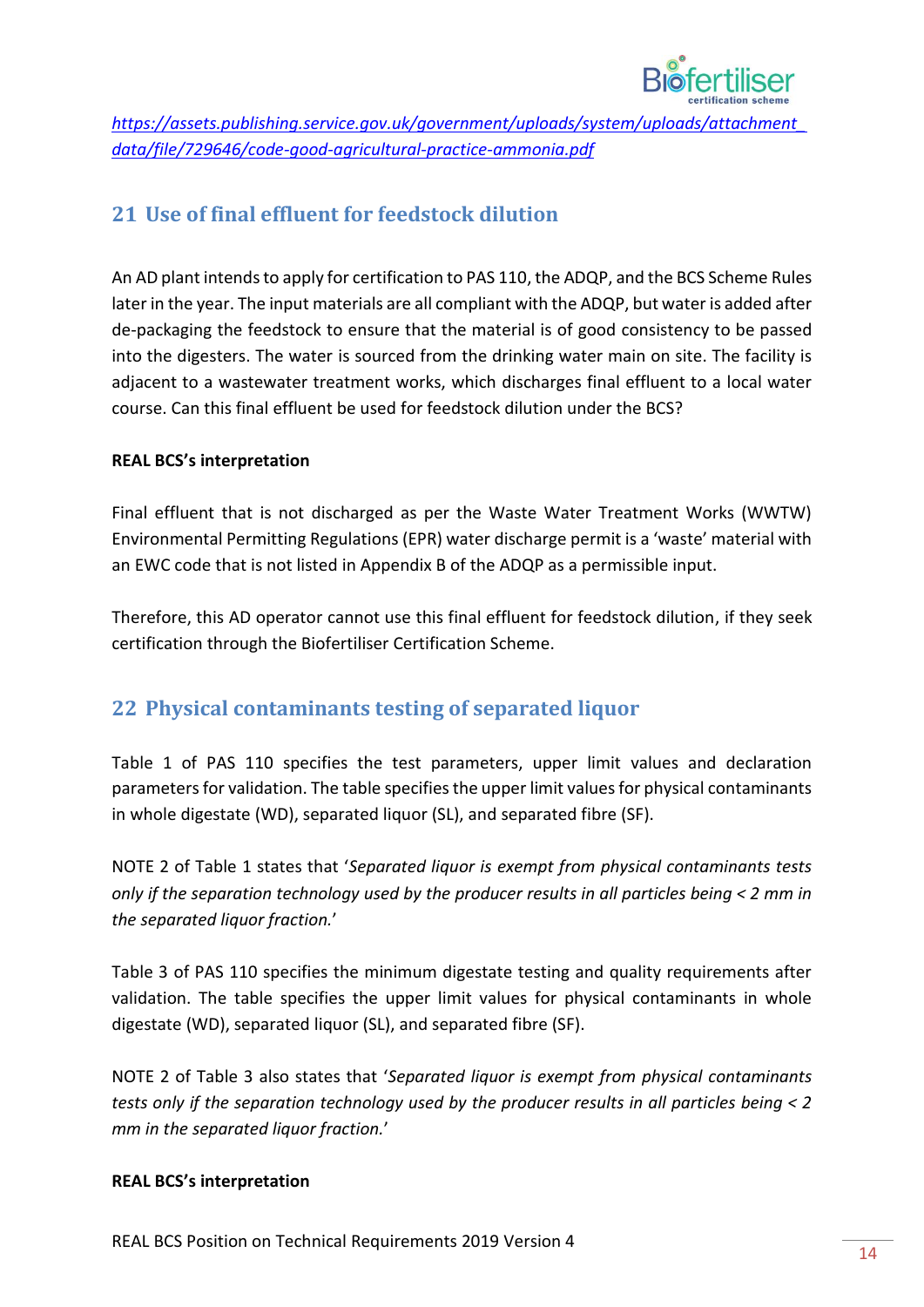[https://assets.publishing.service.gov.uk/government/uploads/system/uploads/attachment_data/file/729646/code-good-agricultural-practice-ammonia.pdf](https://assets.publishing.service.gov.uk/government/uploads/system/uploads/attachment_data/file/729646/code-good-agricultural-practice-ammonia.pdf)

## 21 Use of final effluent for feedstock dilution

An AD plant intends to apply for certification to PAS 110, the ADQP, and the BCS Scheme Rules later in the year. The input materials are all compliant with the ADQP, but water is added after de-packaging the feedstock to ensure that the material is of good consistency to be passed into the digesters. The water is sourced from the drinking water main on site. The facility is adjacent to a wastewater treatment works, which discharges final effluent to a local water course. Can this final effluent be used for feedstock dilution under the BCS?

**REAL BCS's interpretation**

Final effluent that is not discharged as per the Waste Water Treatment Works (WWTW) Environmental Permitting Regulations (EPR) water discharge permit is a 'waste' material with an EWC code that is not listed in Appendix B of the ADQP as a permissible input.

Therefore, this AD operator cannot use this final effluent for feedstock dilution, if they seek certification through the Biofertiliser Certification Scheme.

## 22 Physical contaminants testing of separated liquor

Table 1 of PAS 110 specifies the test parameters, upper limit values and declaration parameters for validation. The table specifies the upper limit values for physical contaminants in whole digestate (WD), separated liquor (SL), and separated fibre (SF).

NOTE 2 of Table 1 states that '*Separated liquor is exempt from physical contaminants tests only if the separation technology used by the producer results in all particles being < 2 mm in the separated liquor fraction.*'

Table 3 of PAS 110 specifies the minimum digestate testing and quality requirements after validation. The table specifies the upper limit values for physical contaminants in whole digestate (WD), separated liquor (SL), and separated fibre (SF).

NOTE 2 of Table 3 also states that '*Separated liquor is exempt from physical contaminants tests only if the separation technology used by the producer results in all particles being < 2 mm in the separated liquor fraction.*'

**REAL BCS's interpretation**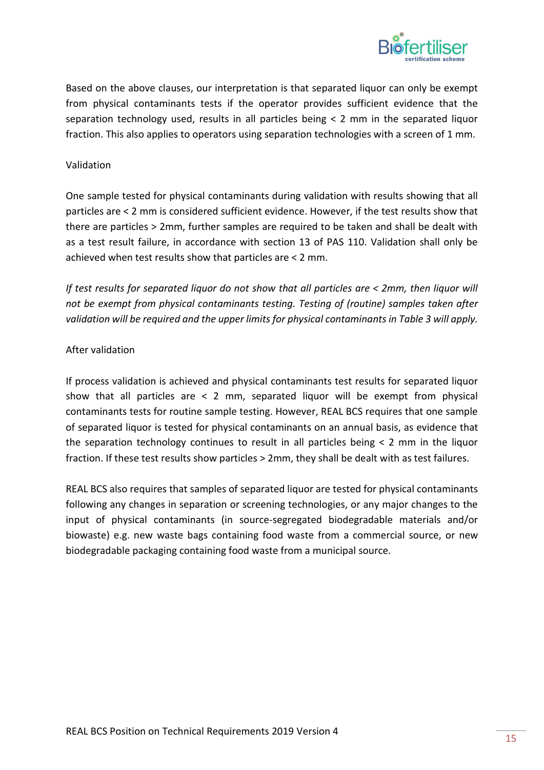Based on the above clauses, our interpretation is that separated liquor can only be exempt from physical contaminants tests if the operator provides sufficient evidence that the separation technology used, results in all particles being < 2 mm in the separated liquor fraction. This also applies to operators using separation technologies with a screen of 1 mm.

Validation

One sample tested for physical contaminants during validation with results showing that all particles are < 2 mm is considered sufficient evidence. However, if the test results show that there are particles > 2mm, further samples are required to be taken and shall be dealt with as a test result failure, in accordance with section 13 of PAS 110. Validation shall only be achieved when test results show that particles are < 2 mm.

*If test results for separated liquor do not show that all particles are < 2mm, then liquor will not be exempt from physical contaminants testing. Testing of (routine) samples taken after validation will be required and the upper limits for physical contaminants in Table 3 will apply.*

After validation

If process validation is achieved and physical contaminants test results for separated liquor show that all particles are < 2 mm, separated liquor will be exempt from physical contaminants tests for routine sample testing. However, REAL BCS requires that one sample of separated liquor is tested for physical contaminants on an annual basis, as evidence that the separation technology continues to result in all particles being < 2 mm in the liquor fraction. If these test results show particles > 2mm, they shall be dealt with as test failures.

REAL BCS also requires that samples of separated liquor are tested for physical contaminants following any changes in separation or screening technologies, or any major changes to the input of physical contaminants (in source-segregated biodegradable materials and/or biowaste) e.g. new waste bags containing food waste from a commercial source, or new biodegradable packaging containing food waste from a municipal source.